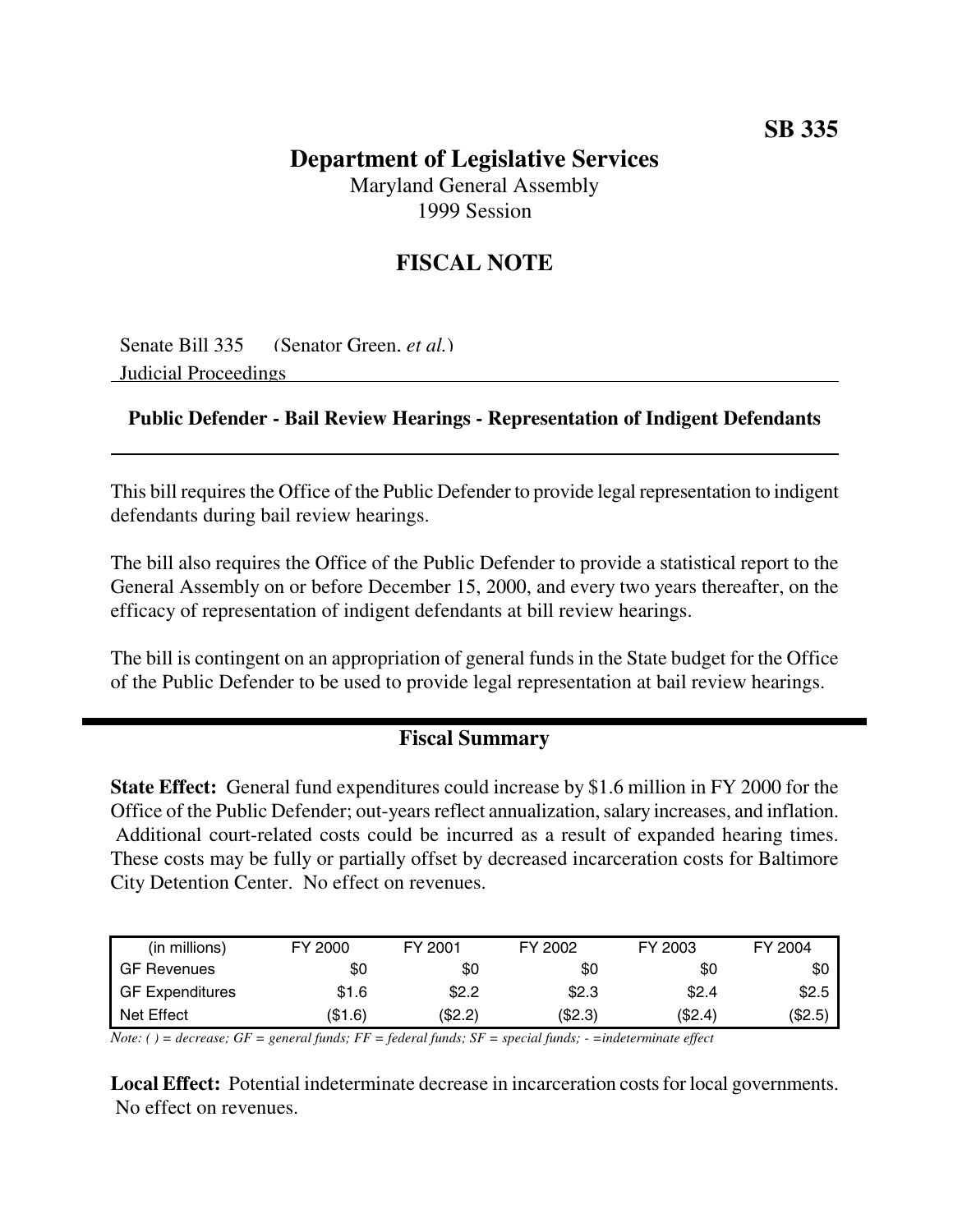**SB 335**

# Department of Legislative Services

Maryland General Assembly
1999 Session

## FISCAL NOTE

Senate Bill 335 (Senator Green, *et al.*)
Judicial Proceedings

**Public Defender - Bail Review Hearings - Representation of Indigent Defendants**

This bill requires the Office of the Public Defender to provide legal representation to indigent defendants during bail review hearings.

The bill also requires the Office of the Public Defender to provide a statistical report to the General Assembly on or before December 15, 2000, and every two years thereafter, on the efficacy of representation of indigent defendants at bill review hearings.

The bill is contingent on an appropriation of general funds in the State budget for the Office of the Public Defender to be used to provide legal representation at bail review hearings.

## Fiscal Summary

**State Effect:** General fund expenditures could increase by $1.6 million in FY 2000 for the Office of the Public Defender; out-years reflect annualization, salary increases, and inflation. Additional court-related costs could be incurred as a result of expanded hearing times. These costs may be fully or partially offset by decreased incarceration costs for Baltimore City Detention Center. No effect on revenues.

| (in millions) | FY 2000 | FY 2001 | FY 2002 | FY 2003 | FY 2004 |
|---|---|---|---|---|---|
| GF Revenues | $0 | $0 | $0 | $0 | $0 |
| GF Expenditures | $1.6 | $2.2 | $2.3 | $2.4 | $2.5 |
| Net Effect | ($1.6) | ($2.2) | ($2.3) | ($2.4) | ($2.5) |

*Note: ( ) = decrease; GF = general funds; FF = federal funds; SF = special funds; - =indeterminate effect*

**Local Effect:** Potential indeterminate decrease in incarceration costs for local governments. No effect on revenues.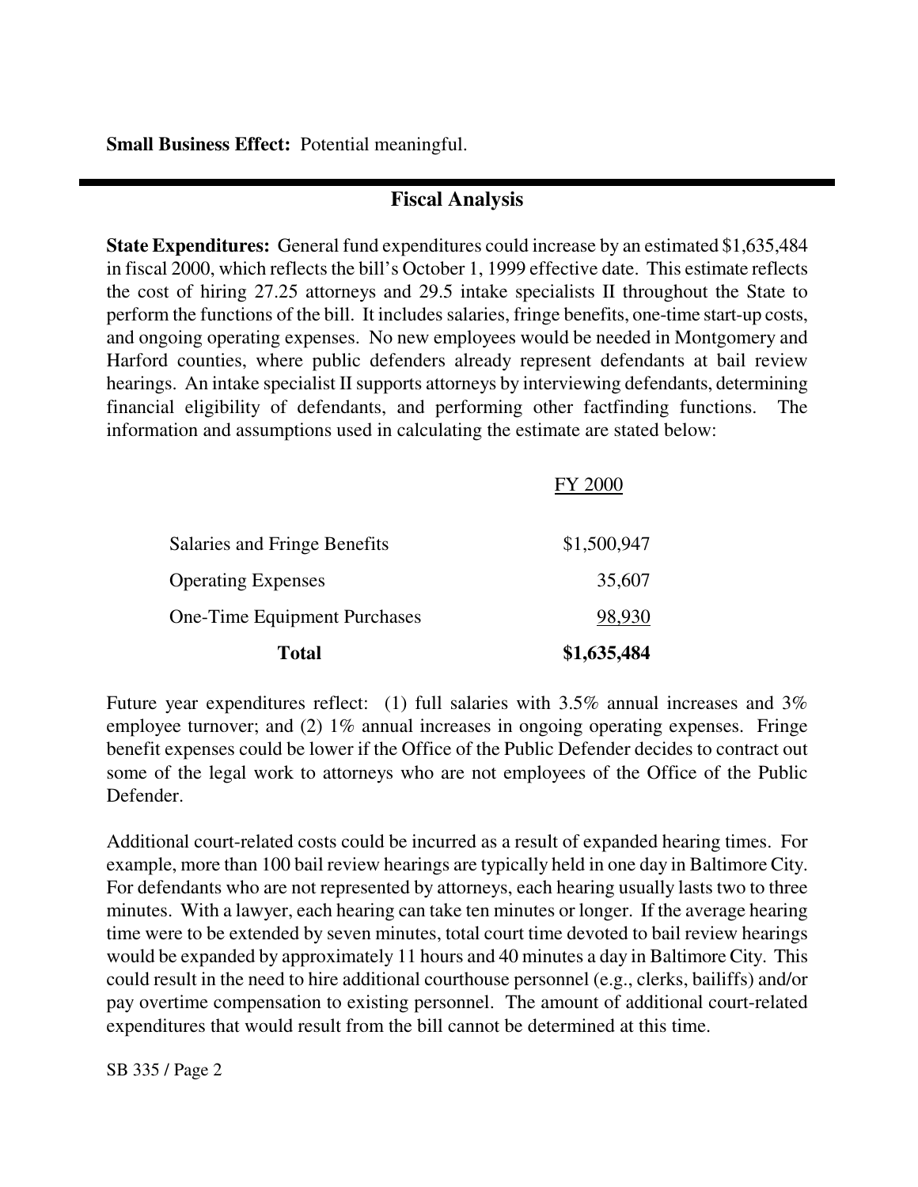**Small Business Effect:** Potential meaningful.

## Fiscal Analysis

**State Expenditures:** General fund expenditures could increase by an estimated $1,635,484 in fiscal 2000, which reflects the bill's October 1, 1999 effective date. This estimate reflects the cost of hiring 27.25 attorneys and 29.5 intake specialists II throughout the State to perform the functions of the bill. It includes salaries, fringe benefits, one-time start-up costs, and ongoing operating expenses. No new employees would be needed in Montgomery and Harford counties, where public defenders already represent defendants at bail review hearings. An intake specialist II supports attorneys by interviewing defendants, determining financial eligibility of defendants, and performing other factfinding functions. The information and assumptions used in calculating the estimate are stated below:

| | FY 2000 |
|---|---|
| Salaries and Fringe Benefits | $1,500,947 |
| Operating Expenses | 35,607 |
| One-Time Equipment Purchases | 98,930 |
| **Total** | **$1,635,484** |

Future year expenditures reflect: (1) full salaries with 3.5% annual increases and 3% employee turnover; and (2) 1% annual increases in ongoing operating expenses. Fringe benefit expenses could be lower if the Office of the Public Defender decides to contract out some of the legal work to attorneys who are not employees of the Office of the Public Defender.

Additional court-related costs could be incurred as a result of expanded hearing times. For example, more than 100 bail review hearings are typically held in one day in Baltimore City. For defendants who are not represented by attorneys, each hearing usually lasts two to three minutes. With a lawyer, each hearing can take ten minutes or longer. If the average hearing time were to be extended by seven minutes, total court time devoted to bail review hearings would be expanded by approximately 11 hours and 40 minutes a day in Baltimore City. This could result in the need to hire additional courthouse personnel (e.g., clerks, bailiffs) and/or pay overtime compensation to existing personnel. The amount of additional court-related expenditures that would result from the bill cannot be determined at this time.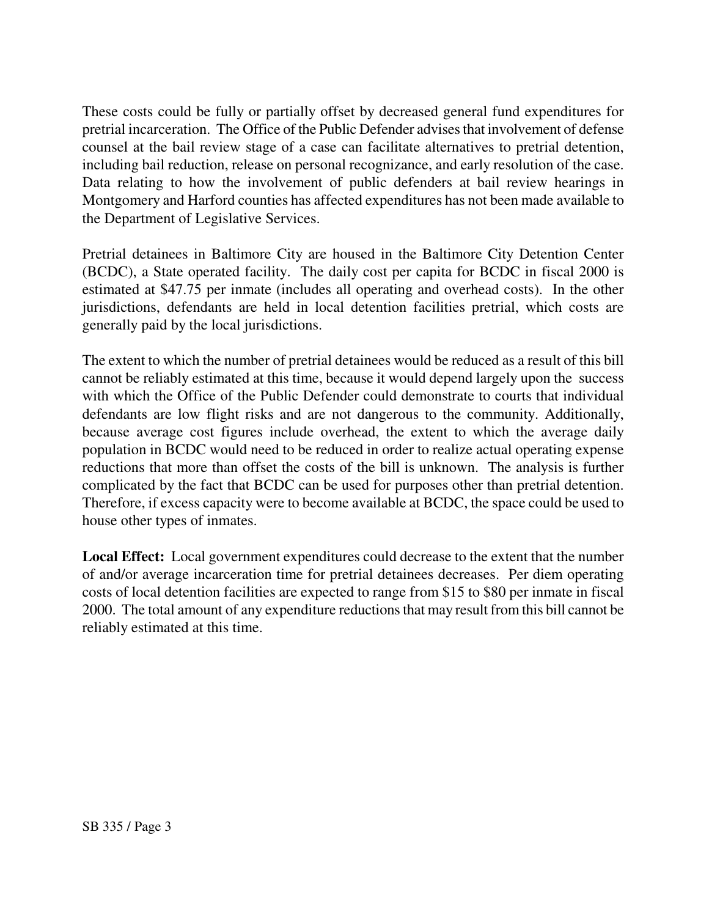These costs could be fully or partially offset by decreased general fund expenditures for pretrial incarceration. The Office of the Public Defender advises that involvement of defense counsel at the bail review stage of a case can facilitate alternatives to pretrial detention, including bail reduction, release on personal recognizance, and early resolution of the case. Data relating to how the involvement of public defenders at bail review hearings in Montgomery and Harford counties has affected expenditures has not been made available to the Department of Legislative Services.

Pretrial detainees in Baltimore City are housed in the Baltimore City Detention Center (BCDC), a State operated facility. The daily cost per capita for BCDC in fiscal 2000 is estimated at $47.75 per inmate (includes all operating and overhead costs). In the other jurisdictions, defendants are held in local detention facilities pretrial, which costs are generally paid by the local jurisdictions.

The extent to which the number of pretrial detainees would be reduced as a result of this bill cannot be reliably estimated at this time, because it would depend largely upon the success with which the Office of the Public Defender could demonstrate to courts that individual defendants are low flight risks and are not dangerous to the community. Additionally, because average cost figures include overhead, the extent to which the average daily population in BCDC would need to be reduced in order to realize actual operating expense reductions that more than offset the costs of the bill is unknown. The analysis is further complicated by the fact that BCDC can be used for purposes other than pretrial detention. Therefore, if excess capacity were to become available at BCDC, the space could be used to house other types of inmates.

**Local Effect:** Local government expenditures could decrease to the extent that the number of and/or average incarceration time for pretrial detainees decreases. Per diem operating costs of local detention facilities are expected to range from $15 to $80 per inmate in fiscal 2000. The total amount of any expenditure reductions that may result from this bill cannot be reliably estimated at this time.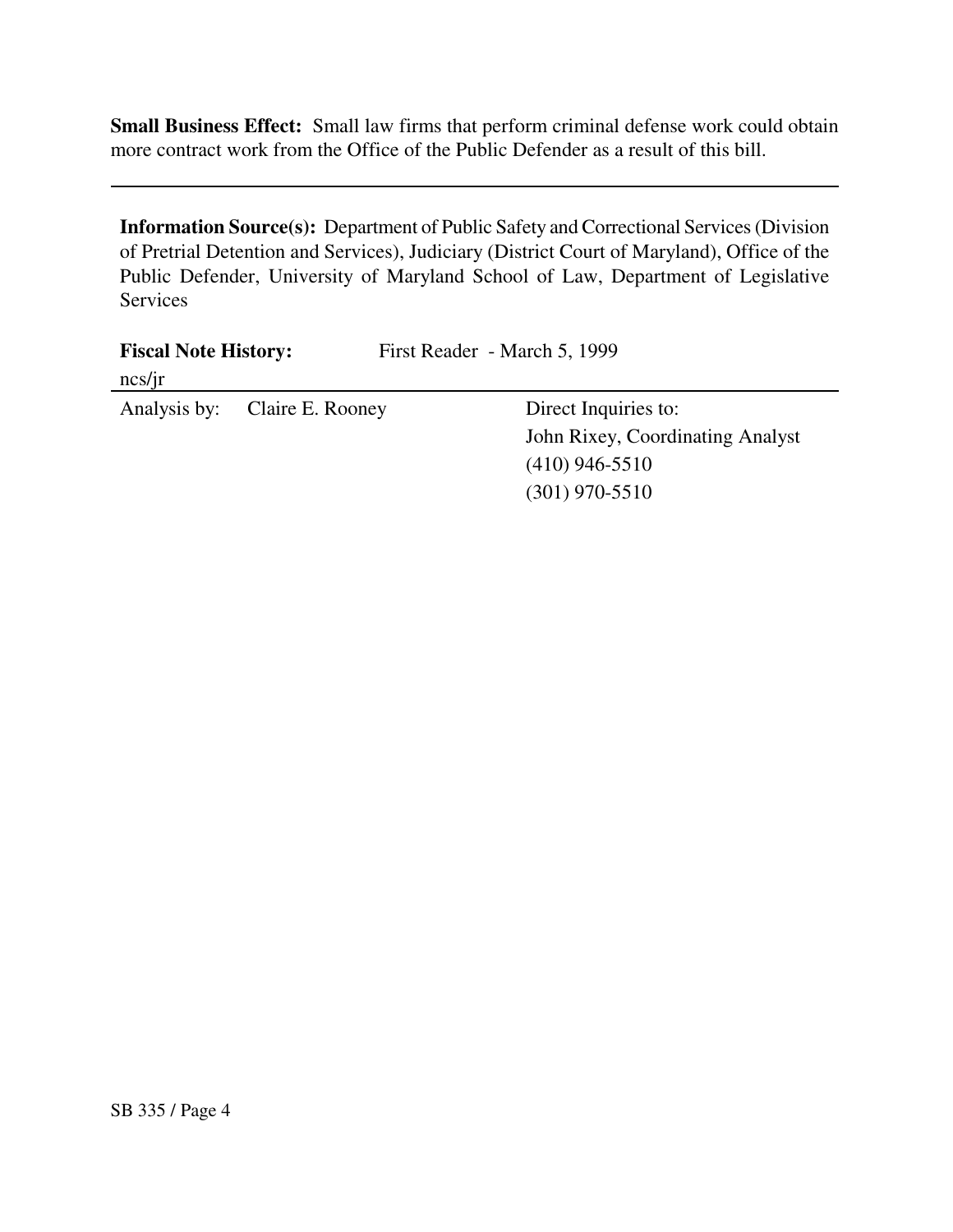**Small Business Effect:** Small law firms that perform criminal defense work could obtain more contract work from the Office of the Public Defender as a result of this bill.

---

**Information Source(s):** Department of Public Safety and Correctional Services (Division of Pretrial Detention and Services), Judiciary (District Court of Maryland), Office of the Public Defender, University of Maryland School of Law, Department of Legislative Services

**Fiscal Note History:** First Reader - March 5, 1999

ncs/jr

---

Analysis by: Claire E. Rooney

Direct Inquiries to:
John Rixey, Coordinating Analyst
(410) 946-5510
(301) 970-5510